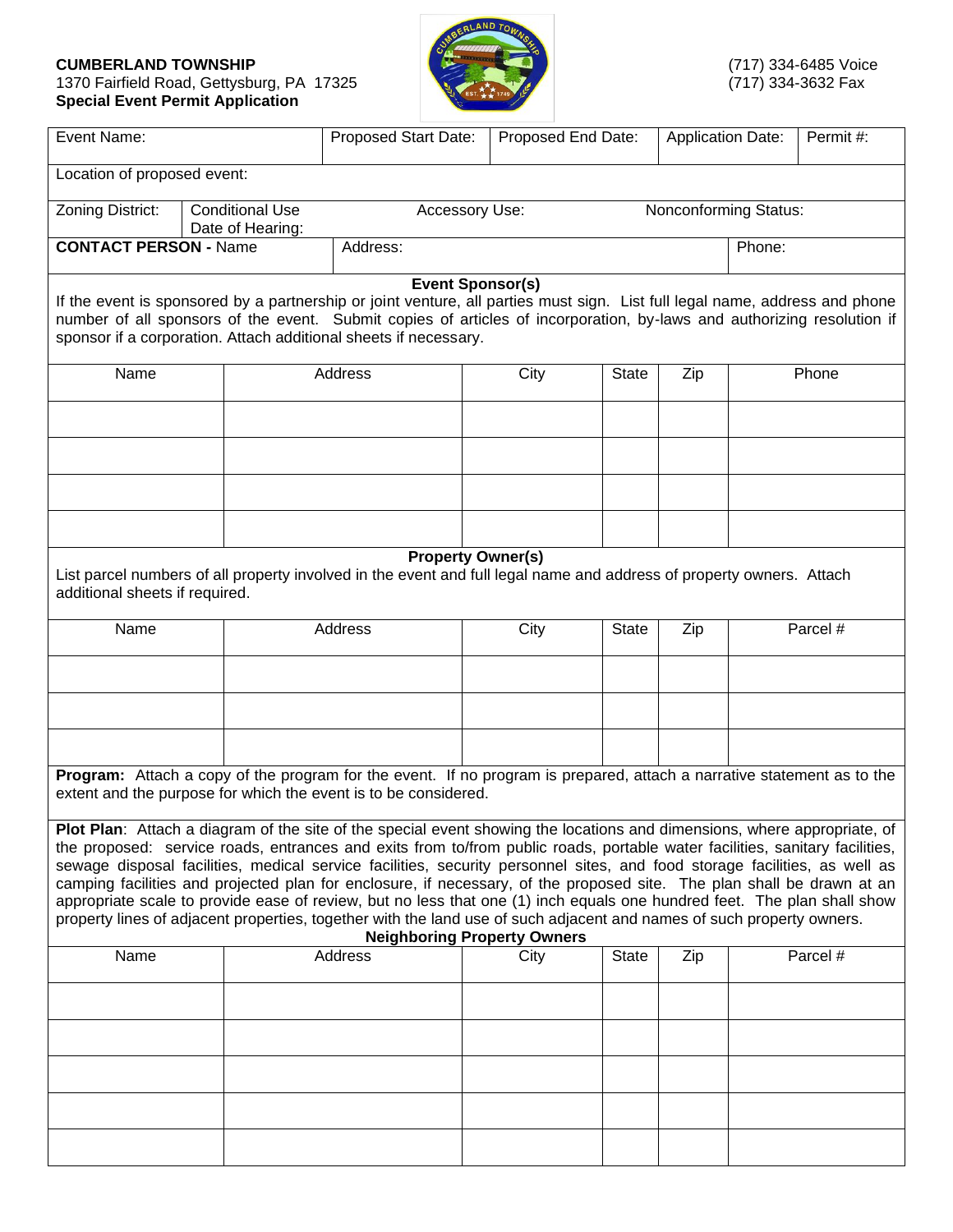**CUMBERLAND TOWNSHIP**
1370 Fairfield Road, Gettysburg, PA 17325
**Special Event Permit Application**

(717) 334-6485 Voice
(717) 334-3632 Fax

| Event Name: | Proposed Start Date: | Proposed End Date: | Application Date: | Permit #: |
|---|---|---|---|---|

Location of proposed event:

| Zoning District: | Conditional Use Date of Hearing: | Accessory Use: | Nonconforming Status: |
|---|---|---|---|

| **CONTACT PERSON -** Name | Address: | Phone: |
|---|---|---|

**Event Sponsor(s)**

If the event is sponsored by a partnership or joint venture, all parties must sign. List full legal name, address and phone number of all sponsors of the event. Submit copies of articles of incorporation, by-laws and authorizing resolution if sponsor if a corporation. Attach additional sheets if necessary.

| Name | Address | City | State | Zip | Phone |
|---|---|---|---|---|---|
| | | | | | |
| | | | | | |
| | | | | | |
| | | | | | |

**Property Owner(s)**

List parcel numbers of all property involved in the event and full legal name and address of property owners. Attach additional sheets if required.

| Name | Address | City | State | Zip | Parcel # |
|---|---|---|---|---|---|
| | | | | | |
| | | | | | |
| | | | | | |

**Program:** Attach a copy of the program for the event. If no program is prepared, attach a narrative statement as to the extent and the purpose for which the event is to be considered.

**Plot Plan**: Attach a diagram of the site of the special event showing the locations and dimensions, where appropriate, of the proposed: service roads, entrances and exits from to/from public roads, portable water facilities, sanitary facilities, sewage disposal facilities, medical service facilities, security personnel sites, and food storage facilities, as well as camping facilities and projected plan for enclosure, if necessary, of the proposed site. The plan shall be drawn at an appropriate scale to provide ease of review, but no less that one (1) inch equals one hundred feet. The plan shall show property lines of adjacent properties, together with the land use of such adjacent and names of such property owners.

**Neighboring Property Owners**

| Name | Address | City | State | Zip | Parcel # |
|---|---|---|---|---|---|
| | | | | | |
| | | | | | |
| | | | | | |
| | | | | | |
| | | | | | |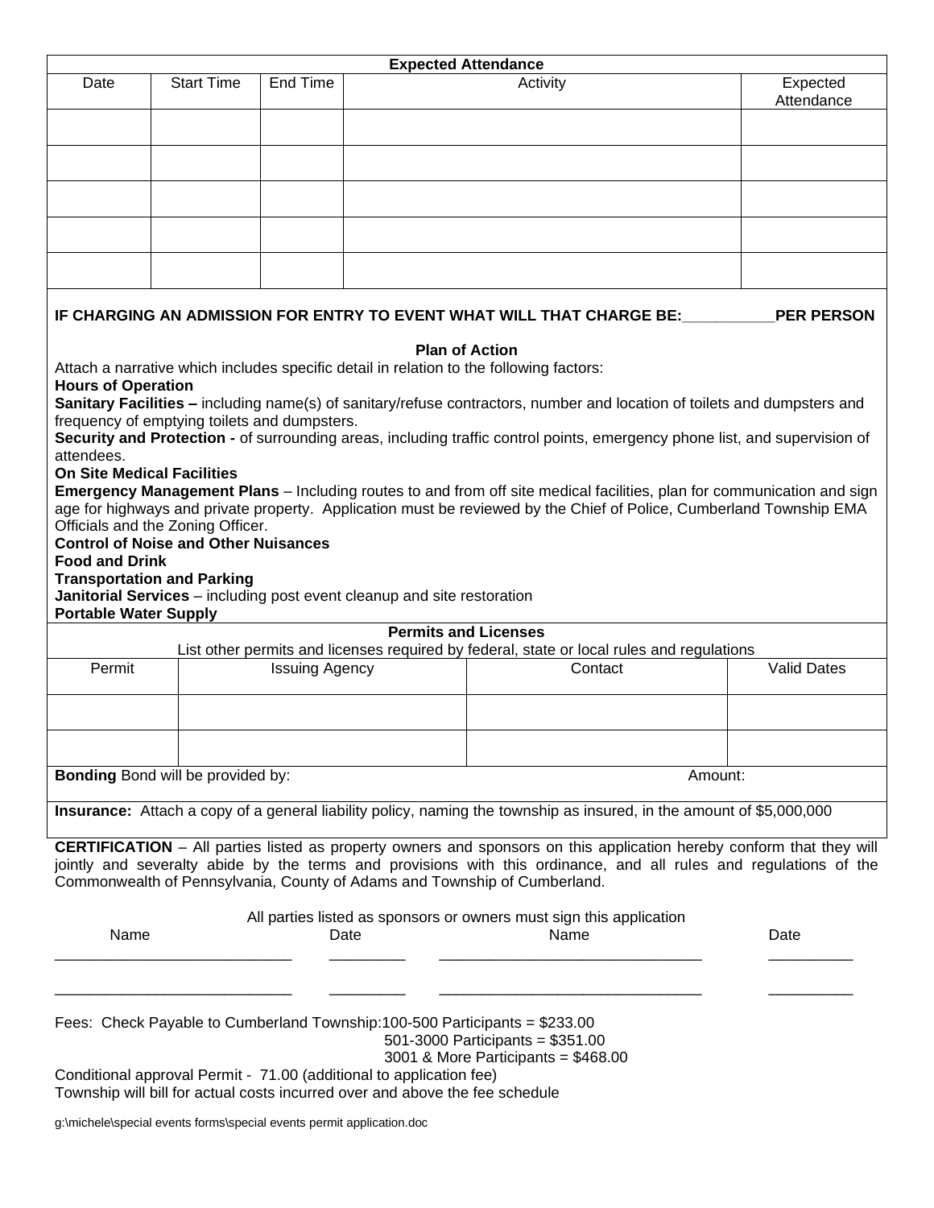| Expected Attendance | | | | |
|---|---|---|---|---|
| Date | Start Time | End Time | Activity | Expected Attendance |
| | | | | |
| | | | | |
| | | | | |
| | | | | |
| | | | | |

**IF CHARGING AN ADMISSION FOR ENTRY TO EVENT WHAT WILL THAT CHARGE BE:___________PER PERSON**

## Plan of Action

Attach a narrative which includes specific detail in relation to the following factors:

**Hours of Operation**

**Sanitary Facilities –** including name(s) of sanitary/refuse contractors, number and location of toilets and dumpsters and frequency of emptying toilets and dumpsters.

**Security and Protection -** of surrounding areas, including traffic control points, emergency phone list, and supervision of attendees.

**On Site Medical Facilities**

**Emergency Management Plans** – Including routes to and from off site medical facilities, plan for communication and sign age for highways and private property. Application must be reviewed by the Chief of Police, Cumberland Township EMA Officials and the Zoning Officer.

**Control of Noise and Other Nuisances**

**Food and Drink**

**Transportation and Parking**

**Janitorial Services** – including post event cleanup and site restoration

**Portable Water Supply**

## Permits and Licenses

List other permits and licenses required by federal, state or local rules and regulations

| Permit | Issuing Agency | Contact | Valid Dates |
|---|---|---|---|
| | | | |
| | | | |

**Bonding** Bond will be provided by: Amount:

**Insurance:** Attach a copy of a general liability policy, naming the township as insured, in the amount of $5,000,000

**CERTIFICATION** – All parties listed as property owners and sponsors on this application hereby conform that they will jointly and severalty abide by the terms and provisions with this ordinance, and all rules and regulations of the Commonwealth of Pennsylvania, County of Adams and Township of Cumberland.

All parties listed as sponsors or owners must sign this application

| Name | Date | Name | Date |
|---|---|---|---|
| ____________________________ | _________ | _______________________________ | __________ |
| ____________________________ | _________ | _______________________________ | __________ |

Fees: Check Payable to Cumberland Township:100-500 Participants = $233.00
501-3000 Participants = $351.00
3001 & More Participants = $468.00

Conditional approval Permit - 71.00 (additional to application fee)

Township will bill for actual costs incurred over and above the fee schedule

g:\michele\special events forms\special events permit application.doc